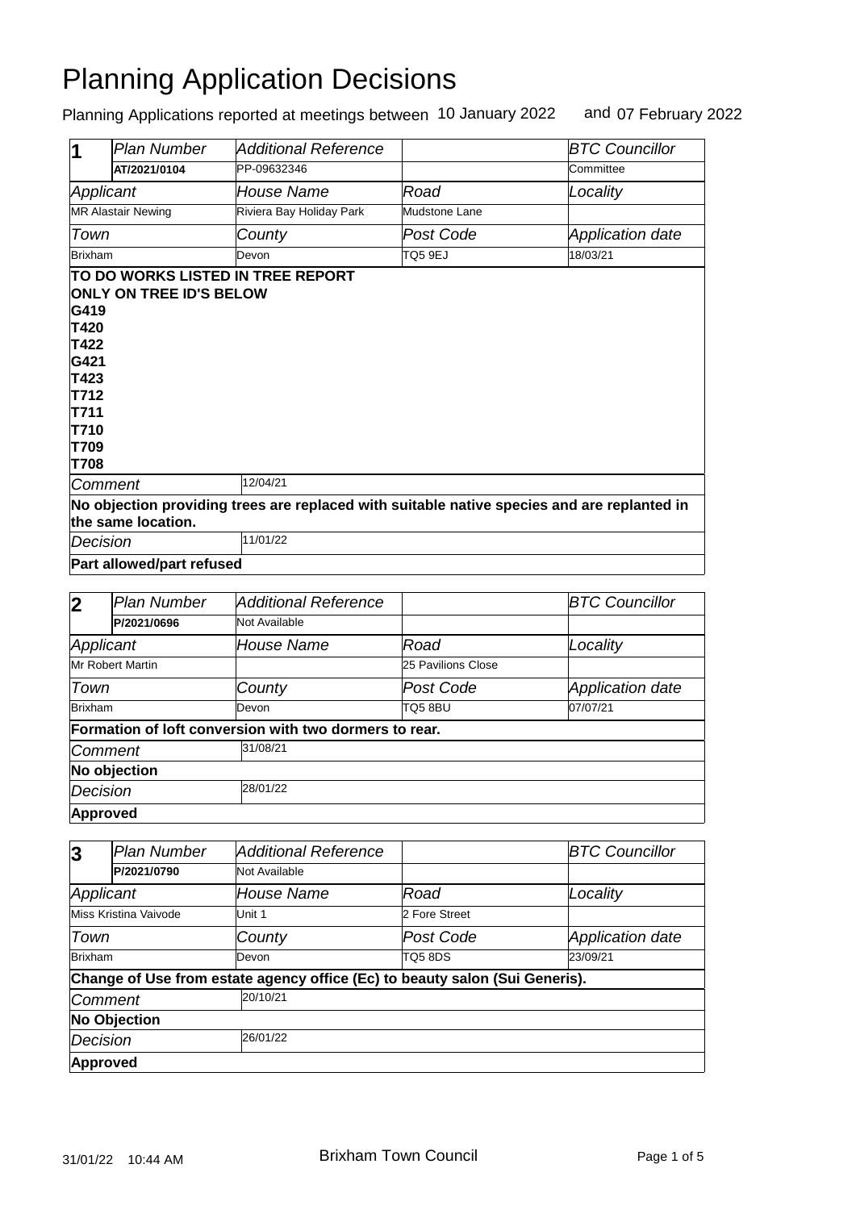# Planning Application Decisions

Planning Applications reported at meetings between 10 January 2022 and 07 February 2022

| 1 | Plan Number | Additional Reference | | BTC Councillor |
|---|---|---|---|---|
| | AT/2021/0104 | PP-09632346 | | Committee |
| Applicant | | House Name | Road | Locality |
| MR Alastair Newing | | Riviera Bay Holiday Park | Mudstone Lane | |
| Town | | County | Post Code | Application date |
| Brixham | | Devon | TQ5 9EJ | 18/03/21 |

**TO DO WORKS LISTED IN TREE REPORT ONLY ON TREE ID'S BELOW**
**G419**
**T420**
**T422**
**G421**
**T423**
**T712**
**T711**
**T710**
**T709**
**T708**

*Comment* 12/04/21

**No objection providing trees are replaced with suitable native species and are replanted in the same location.**

*Decision* 11/01/22

**Part allowed/part refused**

| 2 | Plan Number | Additional Reference | | BTC Councillor |
|---|---|---|---|---|
| | P/2021/0696 | Not Available | | |
| Applicant | | House Name | Road | Locality |
| Mr Robert Martin | | | 25 Pavilions Close | |
| Town | | County | Post Code | Application date |
| Brixham | | Devon | TQ5 8BU | 07/07/21 |

**Formation of loft conversion with two dormers to rear.**

*Comment* 31/08/21

**No objection**

*Decision* 28/01/22

**Approved**

| 3 | Plan Number | Additional Reference | | BTC Councillor |
|---|---|---|---|---|
| | P/2021/0790 | Not Available | | |
| Applicant | | House Name | Road | Locality |
| Miss Kristina Vaivode | | Unit 1 | 2 Fore Street | |
| Town | | County | Post Code | Application date |
| Brixham | | Devon | TQ5 8DS | 23/09/21 |

**Change of Use from estate agency office (Ec) to beauty salon (Sui Generis).**

*Comment* 20/10/21

**No Objection**

*Decision* 26/01/22

**Approved**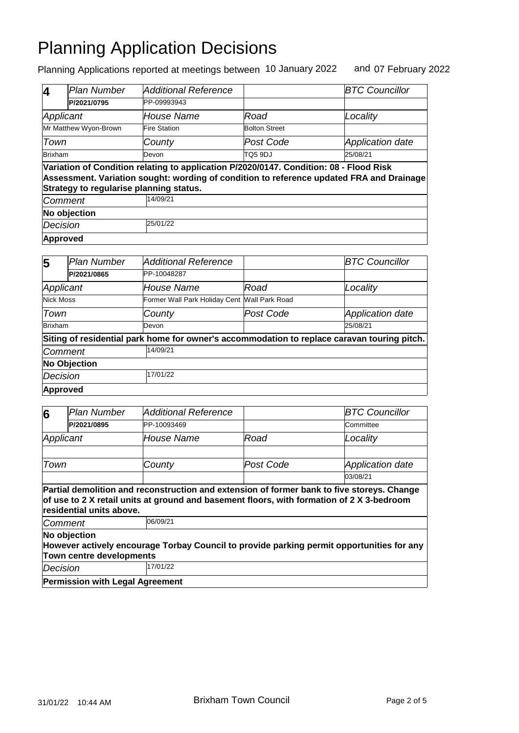# Planning Application Decisions

Planning Applications reported at meetings between 10 January 2022 and 07 February 2022

| 4 | *Plan Number* | *Additional Reference* | | *BTC Councillor* |
|---|---|---|---|---|
| | **P/2021/0795** | PP-09993943 | | |
| *Applicant* | | *House Name* | *Road* | *Locality* |
| Mr Matthew Wyon-Brown | | Fire Station | Bolton Street | |
| *Town* | | *County* | *Post Code* | *Application date* |
| Brixham | | Devon | TQ5 9DJ | 25/08/21 |

**Variation of Condition relating to application P/2020/0147. Condition: 08 - Flood Risk Assessment. Variation sought: wording of condition to reference updated FRA and Drainage Strategy to regularise planning status.**

*Comment* 14/09/21

**No objection**

*Decision* 25/01/22

**Approved**

| 5 | *Plan Number* | *Additional Reference* | | *BTC Councillor* |
|---|---|---|---|---|
| | **P/2021/0865** | PP-10048287 | | |
| *Applicant* | | *House Name* | *Road* | *Locality* |
| Nick Moss | | Former Wall Park Holiday Cent | Wall Park Road | |
| *Town* | | *County* | *Post Code* | *Application date* |
| Brixham | | Devon | | 25/08/21 |

**Siting of residential park home for owner's accommodation to replace caravan touring pitch.**

*Comment* 14/09/21

**No Objection**

*Decision* 17/01/22

**Approved**

| 6 | *Plan Number* | *Additional Reference* | | *BTC Councillor* |
|---|---|---|---|---|
| | **P/2021/0895** | PP-10093469 | | Committee |
| *Applicant* | | *House Name* | *Road* | *Locality* |
| | | | | |
| *Town* | | *County* | *Post Code* | *Application date* |
| | | | | 03/08/21 |

**Partial demolition and reconstruction and extension of former bank to five storeys. Change of use to 2 X retail units at ground and basement floors, with formation of 2 X 3-bedroom residential units above.**

*Comment* 06/09/21

**No objection**
**However actively encourage Torbay Council to provide parking permit opportunities for any Town centre developments**

*Decision* 17/01/22

**Permission with Legal Agreement**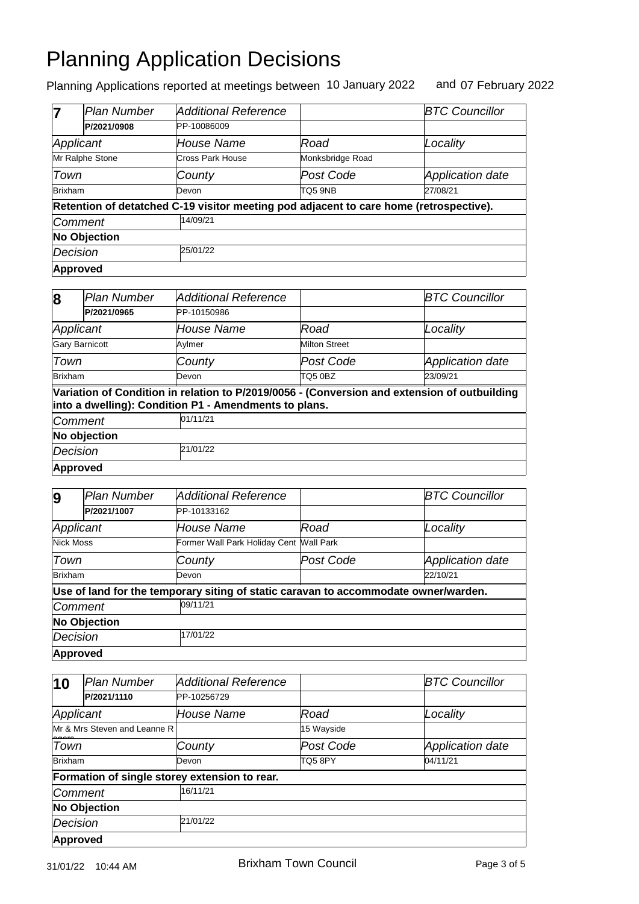# Planning Application Decisions

Planning Applications reported at meetings between 10 January 2022 and 07 February 2022

| 7 | *Plan Number* | *Additional Reference* | | *BTC Councillor* |
|---|---|---|---|---|
| | **P/2021/0908** | PP-10086009 | | |
| *Applicant* | | *House Name* | *Road* | *Locality* |
| Mr Ralphe Stone | | Cross Park House | Monksbridge Road | |
| *Town* | | *County* | *Post Code* | *Application date* |
| Brixham | | Devon | TQ5 9NB | 27/08/21 |
| **Retention of detatched C-19 visitor meeting pod adjacent to care home (retrospective).** | | | | |
| *Comment* | | 14/09/21 | | |
| **No Objection** | | | | |
| *Decision* | | 25/01/22 | | |
| **Approved** | | | | |

| 8 | *Plan Number* | *Additional Reference* | | *BTC Councillor* |
|---|---|---|---|---|
| | **P/2021/0965** | PP-10150986 | | |
| *Applicant* | | *House Name* | *Road* | *Locality* |
| Gary Barnicott | | Aylmer | Milton Street | |
| *Town* | | *County* | *Post Code* | *Application date* |
| Brixham | | Devon | TQ5 0BZ | 23/09/21 |
| **Variation of Condition in relation to P/2019/0056 - (Conversion and extension of outbuilding into a dwelling): Condition P1 - Amendments to plans.** | | | | |
| *Comment* | | 01/11/21 | | |
| **No objection** | | | | |
| *Decision* | | 21/01/22 | | |
| **Approved** | | | | |

| 9 | *Plan Number* | *Additional Reference* | | *BTC Councillor* |
|---|---|---|---|---|
| | **P/2021/1007** | PP-10133162 | | |
| *Applicant* | | *House Name* | *Road* | *Locality* |
| Nick Moss | | Former Wall Park Holiday Cent | Wall Park | |
| *Town* | | *County* | *Post Code* | *Application date* |
| Brixham | | Devon | | 22/10/21 |
| **Use of land for the temporary siting of static caravan to accommodate owner/warden.** | | | | |
| *Comment* | | 09/11/21 | | |
| **No Objection** | | | | |
| *Decision* | | 17/01/22 | | |
| **Approved** | | | | |

| 10 | *Plan Number* | *Additional Reference* | | *BTC Councillor* |
|---|---|---|---|---|
| | **P/2021/1110** | PP-10256729 | | |
| *Applicant* | | *House Name* | *Road* | *Locality* |
| Mr & Mrs Steven and Leanne R | | | 15 Wayside | |
| *Town* | | *County* | *Post Code* | *Application date* |
| Brixham | | Devon | TQ5 8PY | 04/11/21 |
| **Formation of single storey extension to rear.** | | | | |
| *Comment* | | 16/11/21 | | |
| **No Objection** | | | | |
| *Decision* | | 21/01/22 | | |
| **Approved** | | | | |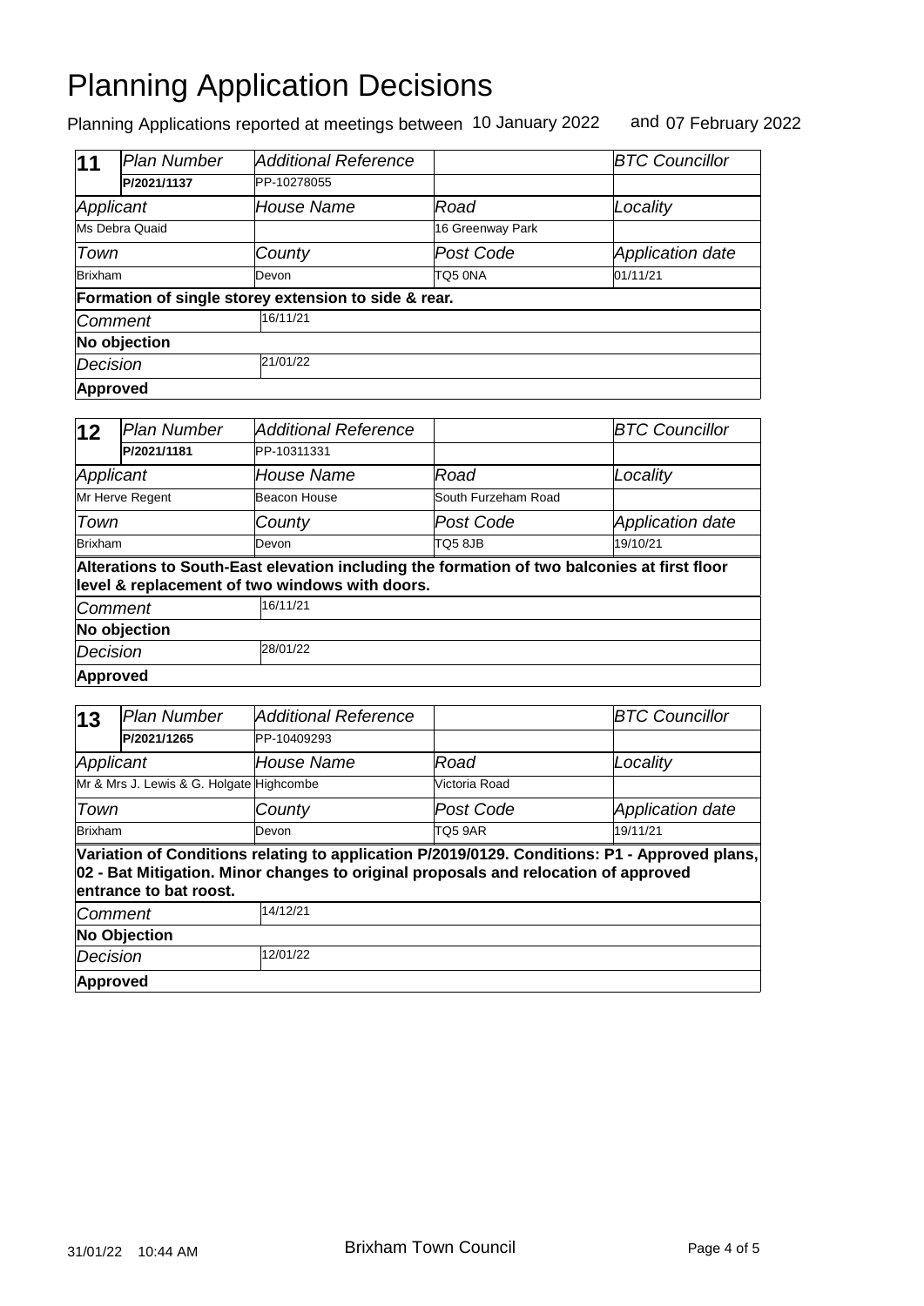# Planning Application Decisions

Planning Applications reported at meetings between 10 January 2022 and 07 February 2022

| **11** | *Plan Number* | *Additional Reference* | | *BTC Councillor* |
|---|---|---|---|---|
| | **P/2021/1137** | PP-10278055 | | |
| *Applicant* | | *House Name* | *Road* | *Locality* |
| Ms Debra Quaid | | | 16 Greenway Park | |
| *Town* | | *County* | *Post Code* | *Application date* |
| Brixham | | Devon | TQ5 0NA | 01/11/21 |
| **Formation of single storey extension to side & rear.** | | | | |
| *Comment* | | 16/11/21 | | |
| **No objection** | | | | |
| *Decision* | | 21/01/22 | | |
| **Approved** | | | | |

| **12** | *Plan Number* | *Additional Reference* | | *BTC Councillor* |
|---|---|---|---|---|
| | **P/2021/1181** | PP-10311331 | | |
| *Applicant* | | *House Name* | *Road* | *Locality* |
| Mr Herve Regent | | Beacon House | South Furzeham Road | |
| *Town* | | *County* | *Post Code* | *Application date* |
| Brixham | | Devon | TQ5 8JB | 19/10/21 |
| **Alterations to South-East elevation including the formation of two balconies at first floor level & replacement of two windows with doors.** | | | | |
| *Comment* | | 16/11/21 | | |
| **No objection** | | | | |
| *Decision* | | 28/01/22 | | |
| **Approved** | | | | |

| **13** | *Plan Number* | *Additional Reference* | | *BTC Councillor* |
|---|---|---|---|---|
| | **P/2021/1265** | PP-10409293 | | |
| *Applicant* | | *House Name* | *Road* | *Locality* |
| Mr & Mrs J. Lewis & G. Holgate | | Highcombe | Victoria Road | |
| *Town* | | *County* | *Post Code* | *Application date* |
| Brixham | | Devon | TQ5 9AR | 19/11/21 |
| **Variation of Conditions relating to application P/2019/0129. Conditions: P1 - Approved plans, 02 - Bat Mitigation. Minor changes to original proposals and relocation of approved entrance to bat roost.** | | | | |
| *Comment* | | 14/12/21 | | |
| **No Objection** | | | | |
| *Decision* | | 12/01/22 | | |
| **Approved** | | | | |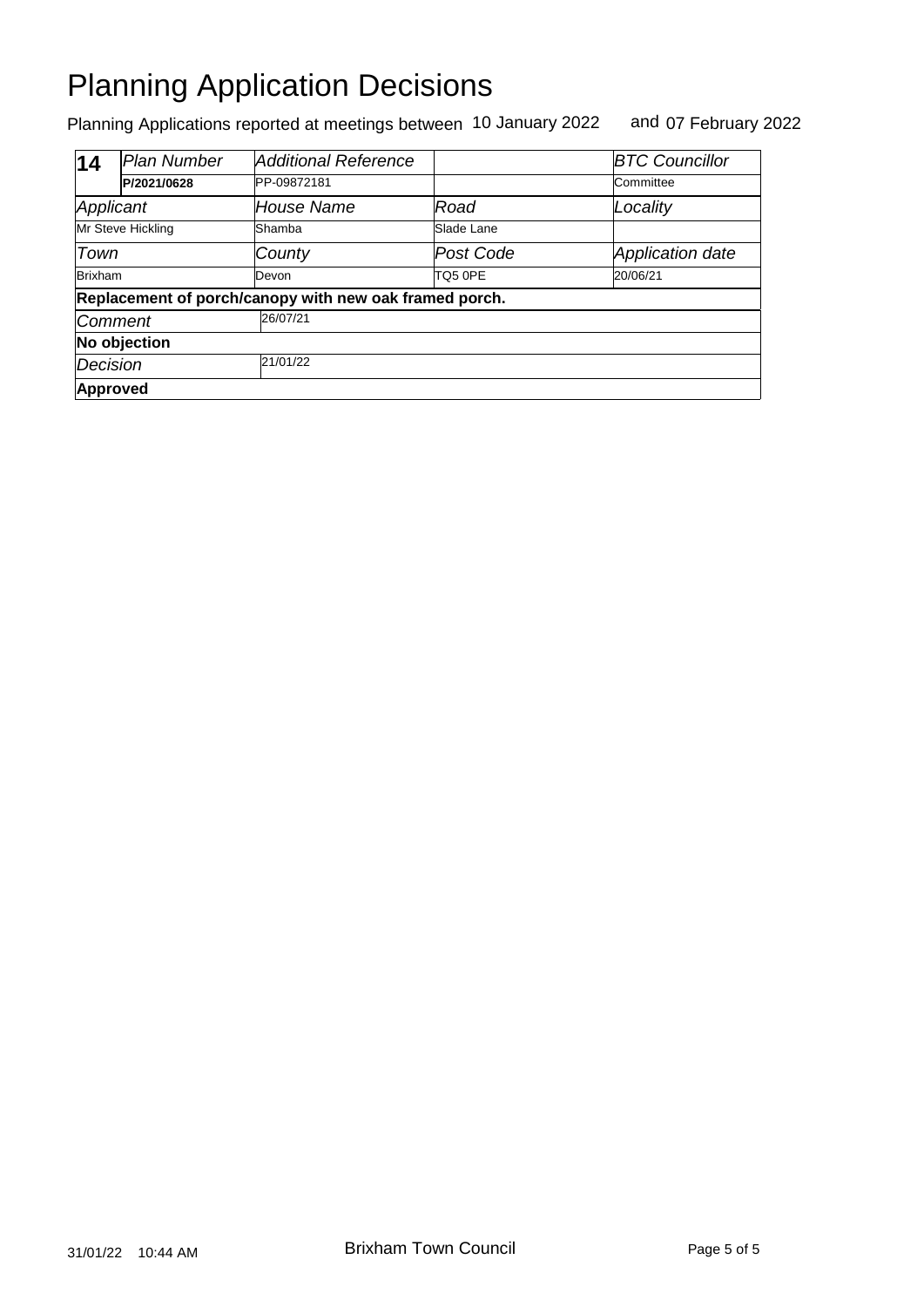# Planning Application Decisions

Planning Applications reported at meetings between 10 January 2022 and 07 February 2022

| 14 | *Plan Number* | *Additional Reference* | | *BTC Councillor* |
|---|---|---|---|---|
| | **P/2021/0628** | PP-09872181 | | Committee |
| *Applicant* | | *House Name* | *Road* | *Locality* |
| Mr Steve Hickling | | Shamba | Slade Lane | |
| *Town* | | *County* | *Post Code* | *Application date* |
| Brixham | | Devon | TQ5 0PE | 20/06/21 |
| **Replacement of porch/canopy with new oak framed porch.** | | | | |
| *Comment* | | 26/07/21 | | |
| **No objection** | | | | |
| *Decision* | | 21/01/22 | | |
| **Approved** | | | | |